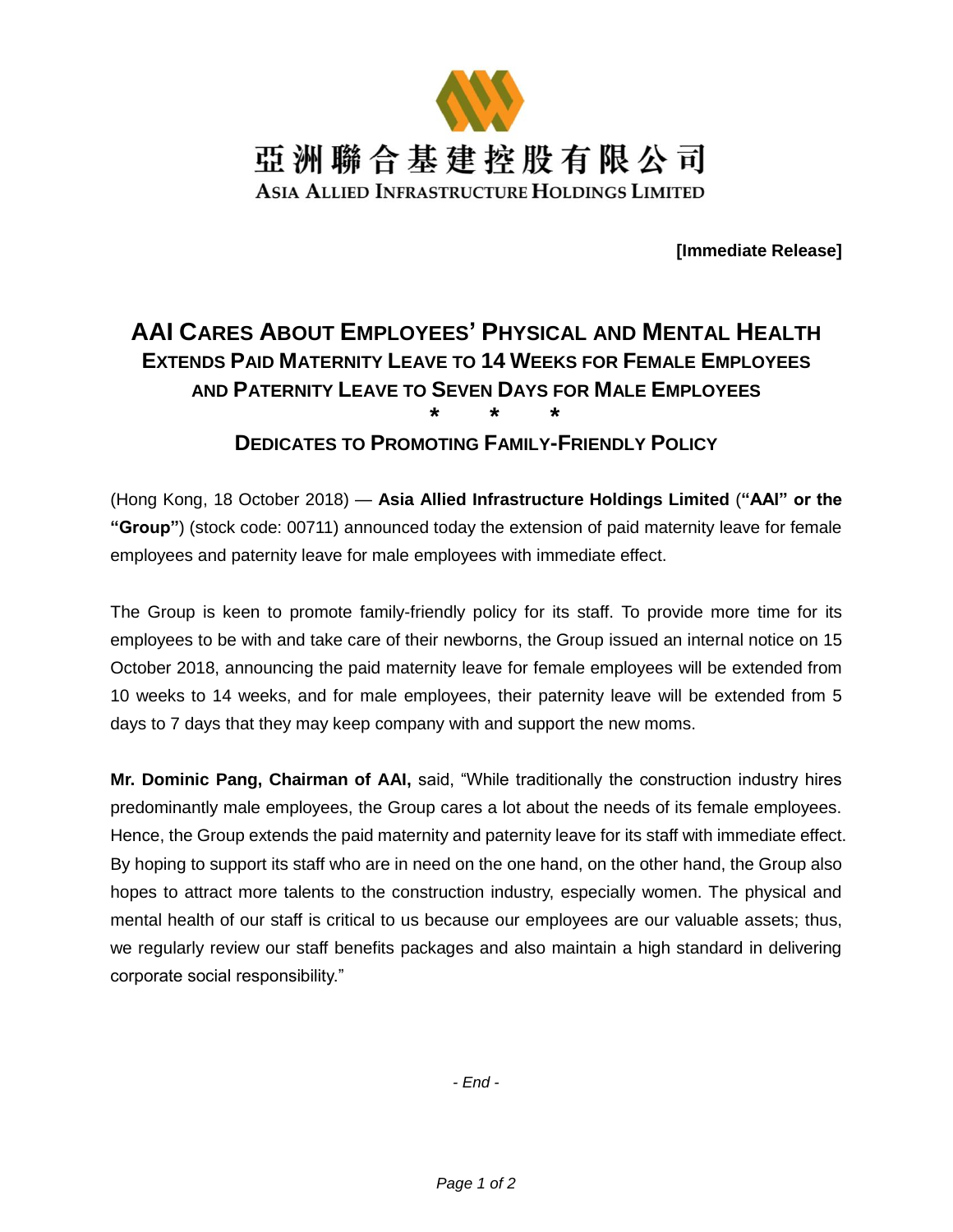亞洲聯合基建控股有限公司

ASIA ALLIED INFRASTRUCTURE HOLDINGS LIMITED

**[Immediate Release]**

# AAI Cares About Employees' Physical and Mental Health

## Extends Paid Maternity Leave to 14 Weeks for Female Employees and Paternity Leave to Seven Days for Male Employees

\* \* \*

## Dedicates to Promoting Family-Friendly Policy

(Hong Kong, 18 October 2018) — **Asia Allied Infrastructure Holdings Limited** (**"AAI" or the "Group"**) (stock code: 00711) announced today the extension of paid maternity leave for female employees and paternity leave for male employees with immediate effect.

The Group is keen to promote family-friendly policy for its staff. To provide more time for its employees to be with and take care of their newborns, the Group issued an internal notice on 15 October 2018, announcing the paid maternity leave for female employees will be extended from 10 weeks to 14 weeks, and for male employees, their paternity leave will be extended from 5 days to 7 days that they may keep company with and support the new moms.

**Mr. Dominic Pang, Chairman of AAI,** said, "While traditionally the construction industry hires predominantly male employees, the Group cares a lot about the needs of its female employees. Hence, the Group extends the paid maternity and paternity leave for its staff with immediate effect. By hoping to support its staff who are in need on the one hand, on the other hand, the Group also hopes to attract more talents to the construction industry, especially women. The physical and mental health of our staff is critical to us because our employees are our valuable assets; thus, we regularly review our staff benefits packages and also maintain a high standard in delivering corporate social responsibility."

*- End -*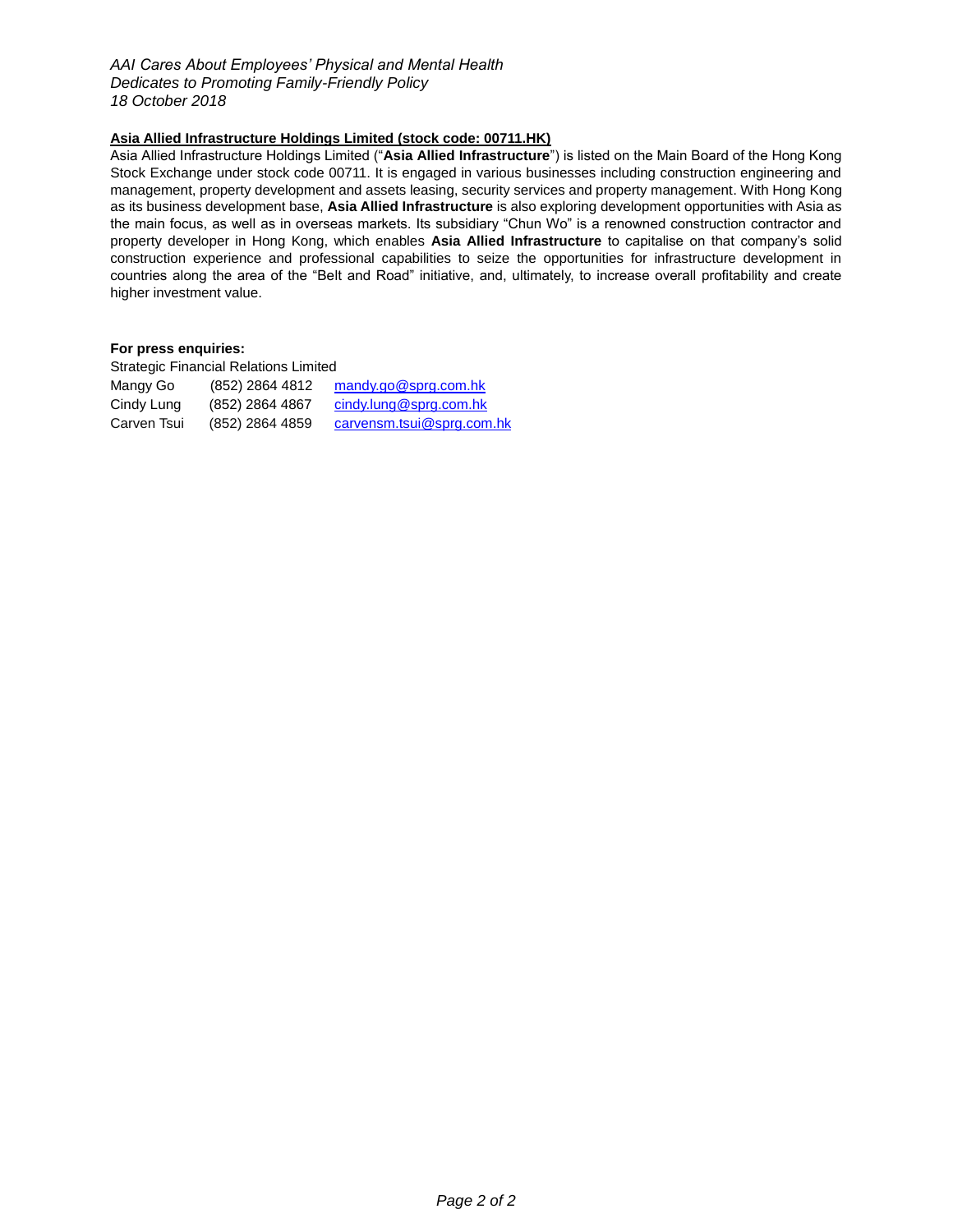**Asia Allied Infrastructure Holdings Limited (stock code: 00711.HK)**

Asia Allied Infrastructure Holdings Limited ("**Asia Allied Infrastructure**") is listed on the Main Board of the Hong Kong Stock Exchange under stock code 00711. It is engaged in various businesses including construction engineering and management, property development and assets leasing, security services and property management. With Hong Kong as its business development base, **Asia Allied Infrastructure** is also exploring development opportunities with Asia as the main focus, as well as in overseas markets. Its subsidiary "Chun Wo" is a renowned construction contractor and property developer in Hong Kong, which enables **Asia Allied Infrastructure** to capitalise on that company's solid construction experience and professional capabilities to seize the opportunities for infrastructure development in countries along the area of the "Belt and Road" initiative, and, ultimately, to increase overall profitability and create higher investment value.

**For press enquiries:**

Strategic Financial Relations Limited

| | | |
|---|---|---|
| Mangy Go | (852) 2864 4812 | mandy.go@sprg.com.hk |
| Cindy Lung | (852) 2864 4867 | cindy.lung@sprg.com.hk |
| Carven Tsui | (852) 2864 4859 | carvensm.tsui@sprg.com.hk |